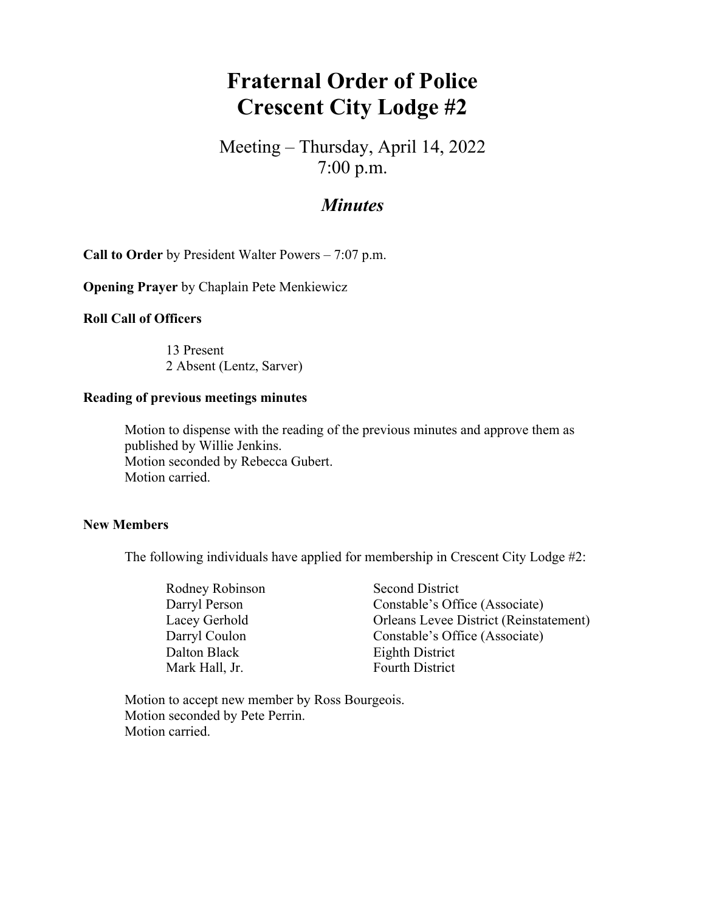# Fraternal Order of Police
# Crescent City Lodge #2

Meeting – Thursday, April 14, 2022
7:00 p.m.

## *Minutes*

**Call to Order** by President Walter Powers – 7:07 p.m.

**Opening Prayer** by Chaplain Pete Menkiewicz

**Roll Call of Officers**

13 Present
2 Absent (Lentz, Sarver)

**Reading of previous meetings minutes**

Motion to dispense with the reading of the previous minutes and approve them as published by Willie Jenkins.
Motion seconded by Rebecca Gubert.
Motion carried.

**New Members**

The following individuals have applied for membership in Crescent City Lodge #2:

| | |
|---|---|
| Rodney Robinson | Second District |
| Darryl Person | Constable's Office (Associate) |
| Lacey Gerhold | Orleans Levee District (Reinstatement) |
| Darryl Coulon | Constable's Office (Associate) |
| Dalton Black | Eighth District |
| Mark Hall, Jr. | Fourth District |

Motion to accept new member by Ross Bourgeois.
Motion seconded by Pete Perrin.
Motion carried.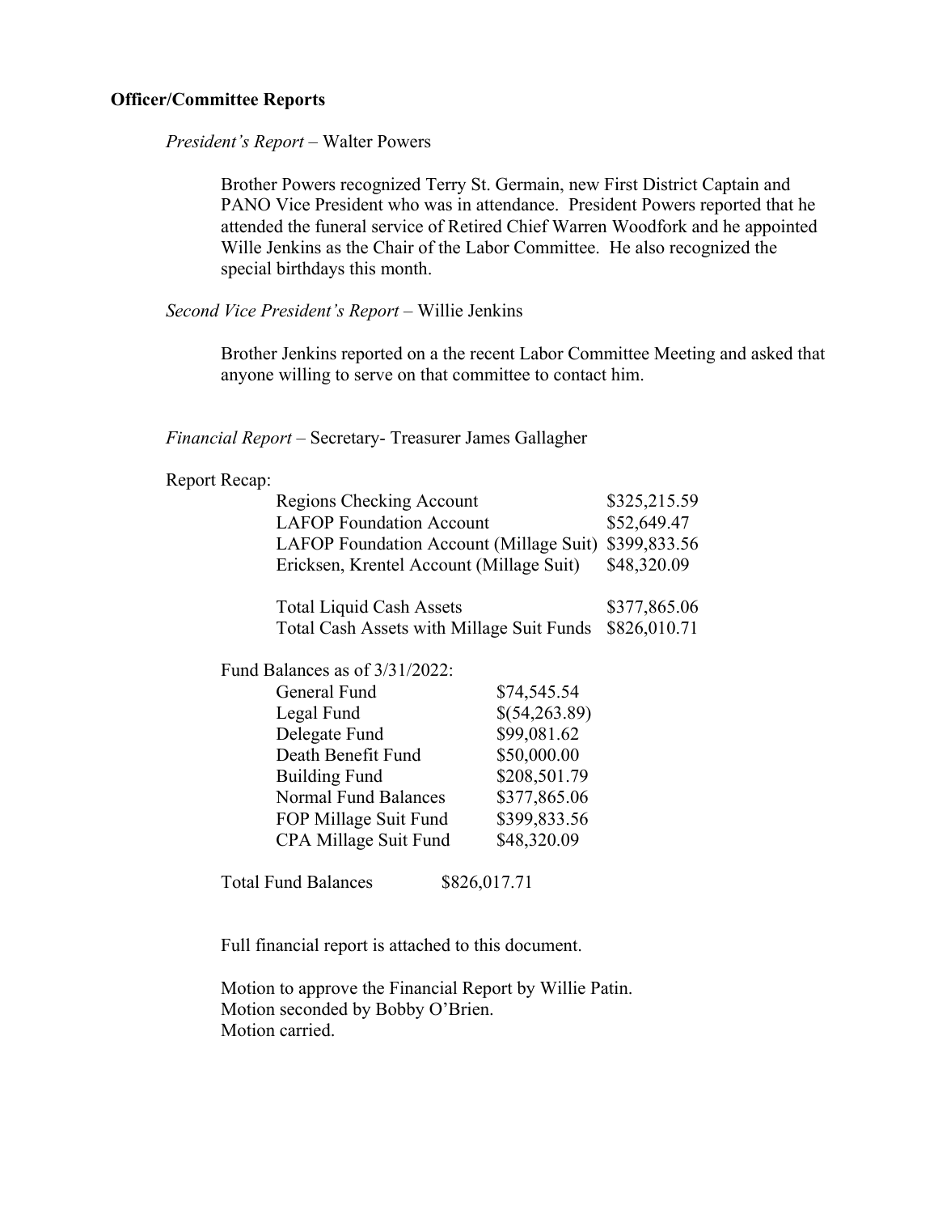**Officer/Committee Reports**

*President's Report* – Walter Powers

Brother Powers recognized Terry St. Germain, new First District Captain and PANO Vice President who was in attendance. President Powers reported that he attended the funeral service of Retired Chief Warren Woodfork and he appointed Wille Jenkins as the Chair of the Labor Committee. He also recognized the special birthdays this month.

*Second Vice President's Report* – Willie Jenkins

Brother Jenkins reported on a the recent Labor Committee Meeting and asked that anyone willing to serve on that committee to contact him.

*Financial Report* – Secretary- Treasurer James Gallagher

Report Recap:

| | |
|---|---|
| Regions Checking Account | $325,215.59 |
| LAFOP Foundation Account | $52,649.47 |
| LAFOP Foundation Account (Millage Suit) | $399,833.56 |
| Ericksen, Krentel Account (Millage Suit) | $48,320.09 |
| Total Liquid Cash Assets | $377,865.06 |
| Total Cash Assets with Millage Suit Funds | $826,010.71 |

Fund Balances as of 3/31/2022:

| | |
|---|---|
| General Fund | $74,545.54 |
| Legal Fund | $(54,263.89) |
| Delegate Fund | $99,081.62 |
| Death Benefit Fund | $50,000.00 |
| Building Fund | $208,501.79 |
| Normal Fund Balances | $377,865.06 |
| FOP Millage Suit Fund | $399,833.56 |
| CPA Millage Suit Fund | $48,320.09 |

Total Fund Balances $826,017.71

Full financial report is attached to this document.

Motion to approve the Financial Report by Willie Patin.
Motion seconded by Bobby O'Brien.
Motion carried.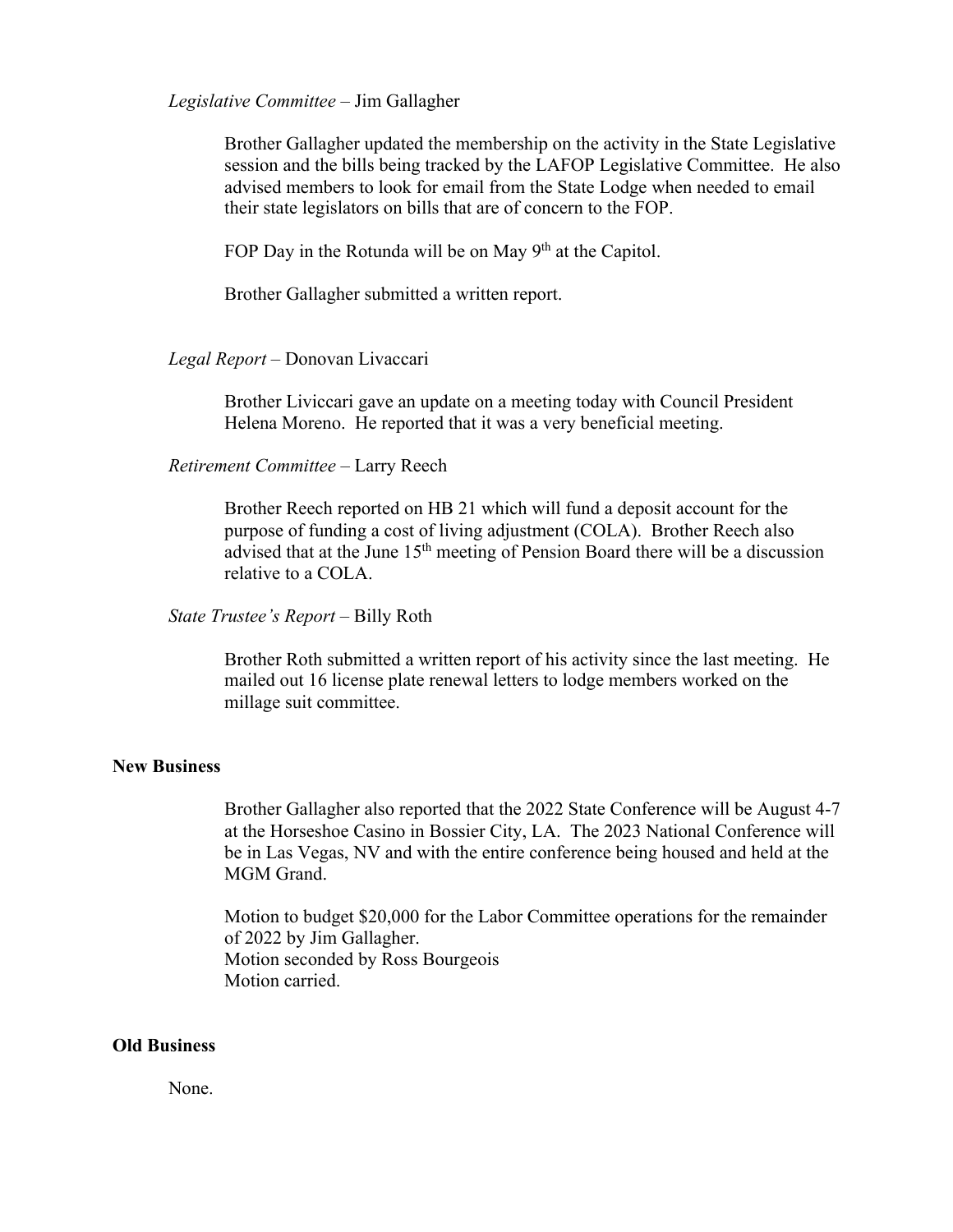*Legislative Committee* – Jim Gallagher

Brother Gallagher updated the membership on the activity in the State Legislative session and the bills being tracked by the LAFOP Legislative Committee. He also advised members to look for email from the State Lodge when needed to email their state legislators on bills that are of concern to the FOP.

FOP Day in the Rotunda will be on May 9th at the Capitol.

Brother Gallagher submitted a written report.

*Legal Report* – Donovan Livaccari

Brother Liviccari gave an update on a meeting today with Council President Helena Moreno. He reported that it was a very beneficial meeting.

*Retirement Committee* – Larry Reech

Brother Reech reported on HB 21 which will fund a deposit account for the purpose of funding a cost of living adjustment (COLA). Brother Reech also advised that at the June 15th meeting of Pension Board there will be a discussion relative to a COLA.

*State Trustee's Report* – Billy Roth

Brother Roth submitted a written report of his activity since the last meeting. He mailed out 16 license plate renewal letters to lodge members worked on the millage suit committee.

**New Business**

Brother Gallagher also reported that the 2022 State Conference will be August 4-7 at the Horseshoe Casino in Bossier City, LA. The 2023 National Conference will be in Las Vegas, NV and with the entire conference being housed and held at the MGM Grand.

Motion to budget $20,000 for the Labor Committee operations for the remainder of 2022 by Jim Gallagher.
Motion seconded by Ross Bourgeois
Motion carried.

**Old Business**

None.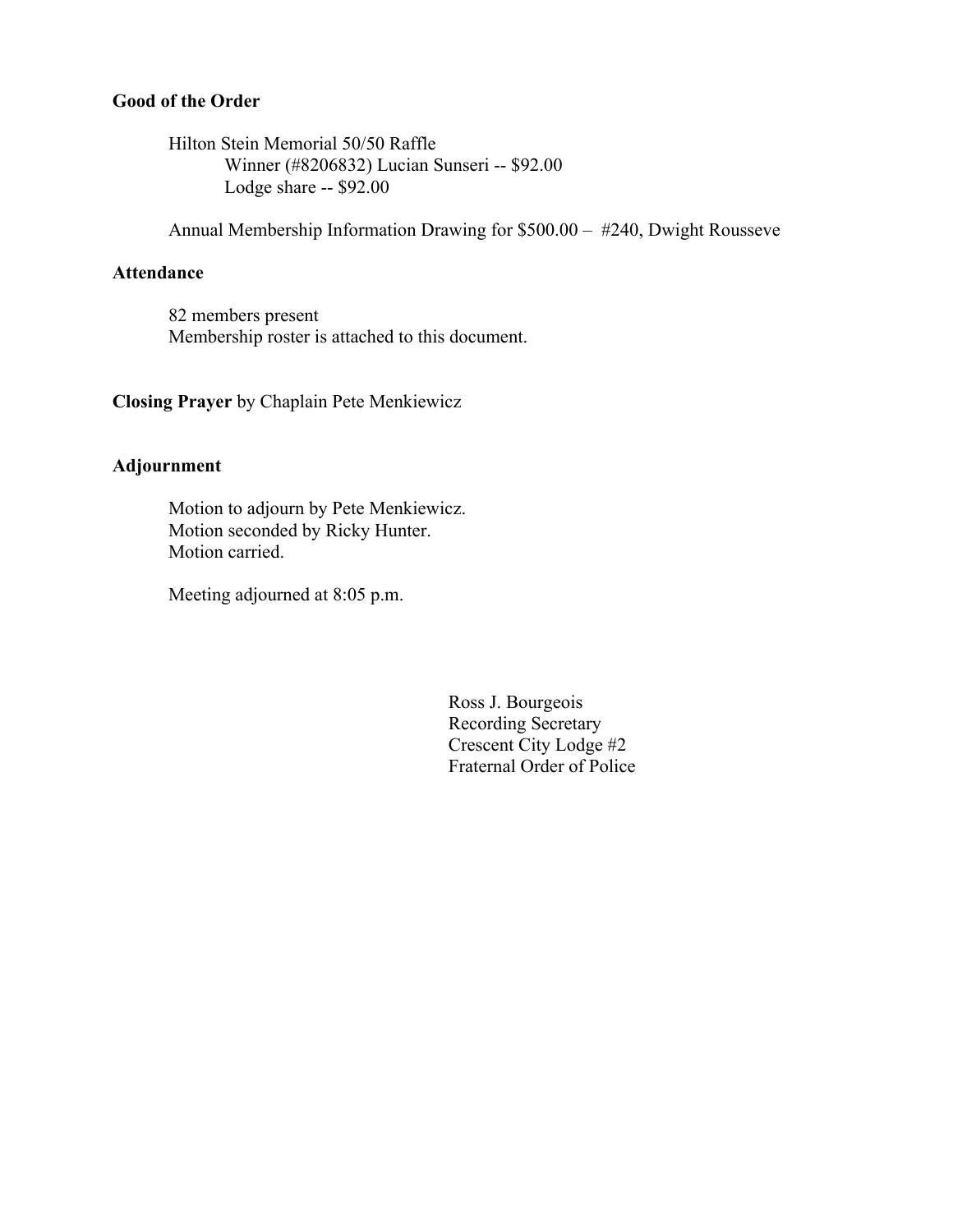**Good of the Order**

Hilton Stein Memorial 50/50 Raffle
Winner (#8206832) Lucian Sunseri -- $92.00
Lodge share -- $92.00

Annual Membership Information Drawing for $500.00 – #240, Dwight Rousseve

**Attendance**

82 members present
Membership roster is attached to this document.

**Closing Prayer** by Chaplain Pete Menkiewicz

**Adjournment**

Motion to adjourn by Pete Menkiewicz.
Motion seconded by Ricky Hunter.
Motion carried.

Meeting adjourned at 8:05 p.m.

Ross J. Bourgeois
Recording Secretary
Crescent City Lodge #2
Fraternal Order of Police